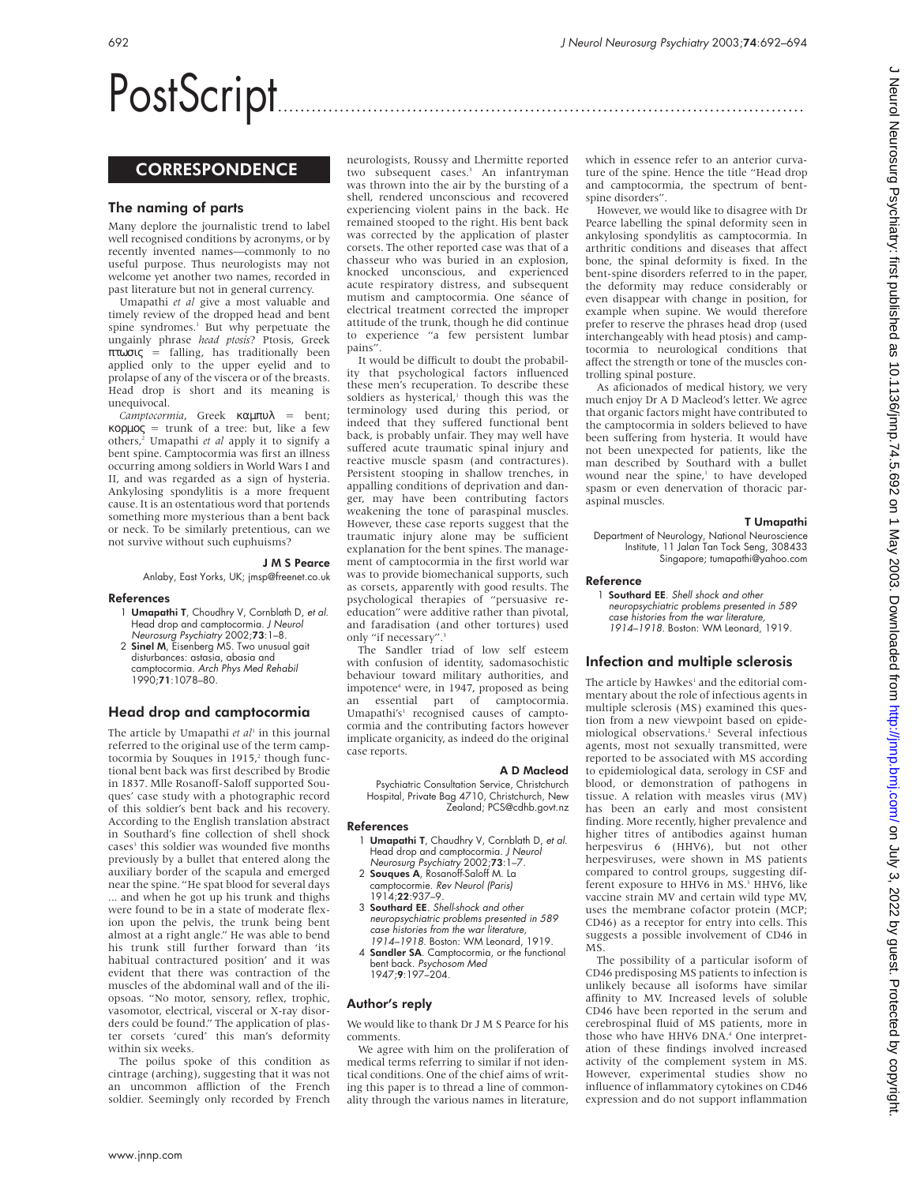# PostScript

## CORRESPONDENCE

### The naming of parts

Many deplore the journalistic trend to label well recognised conditions by acronyms, or by recently invented names—commonly to no useful purpose. Thus neurologists may not welcome yet another two names, recorded in past literature but not in general currency.

Umapathi *et al* give a most valuable and timely review of the dropped head and bent spine syndromes.[1] But why perpetuate the ungainly phrase *head ptosis*? Ptosis, Greek πτωσις = falling, has traditionally been applied only to the upper eyelid and to prolapse of any of the viscera or of the breasts. Head drop is short and its meaning is unequivocal.

*Camptocormia*, Greek καμπυλ = bent; κορμος = trunk of a tree: but, like a few others,[2] Umapathi *et al* apply it to signify a bent spine. Camptocormia was first an illness occurring among soldiers in World Wars I and II, and was regarded as a sign of hysteria. Ankylosing spondylitis is a more frequent cause. It is an ostentatious word that portends something more mysterious than a bent back or neck. To be similarly pretentious, can we not survive without such euphuisms?

**J M S Pearce**

Anlaby, East Yorks, UK; jmsp@freenet.co.uk

#### References

1. **Umapathi T**, Choudhry V, Cornblath D, *et al.* Head drop and camptocormia. *J Neurol Neurosurg Psychiatry* 2002;**73**:1–8.
2. **Sinel M**, Eisenberg MS. Two unusual gait disturbances: astasia, abasia and camptocormia. *Arch Phys Med Rehabil* 1990;**71**:1078–80.

### Head drop and camptocormia

The article by Umapathi *et al*[1] in this journal referred to the original use of the term camptocormia by Souques in 1915,[2] though functional bent back was first described by Brodie in 1837. Mlle Rosanoff-Saloff supported Souques' case study with a photographic record of this soldier's bent back and his recovery. According to the English translation abstract in Southard's fine collection of shell shock cases[3] this soldier was wounded five months previously by a bullet that entered along the auxiliary border of the scapula and emerged near the spine. "He spat blood for several days ... and when he got up his trunk and thighs were found to be in a state of moderate flexion upon the pelvis, the trunk being bent almost at a right angle." He was able to bend his trunk still further forward than 'its habitual contractured position' and it was evident that there was contraction of the muscles of the abdominal wall and of the iliopsoas. "No motor, sensory, reflex, trophic, vasomotor, electrical, visceral or X-ray disorders could be found." The application of plaster corsets 'cured' this man's deformity within six weeks.

The poilus spoke of this condition as cintrage (arching), suggesting that it was not an uncommon affliction of the French soldier. Seemingly only recorded by French neurologists, Roussy and Lhermitte reported two subsequent cases.[3] An infantryman was thrown into the air by the bursting of a shell, rendered unconscious and recovered experiencing violent pains in the back. He remained stooped to the right. His bent back was corrected by the application of plaster corsets. The other reported case was that of a chasseur who was buried in an explosion, knocked unconscious, and experienced acute respiratory distress, and subsequent mutism and camptocormia. One séance of electrical treatment corrected the improper attitude of the trunk, though he did continue to experience "a few persistent lumbar pains".

It would be difficult to doubt the probability that psychological factors influenced these men's recuperation. To describe these soldiers as hysterical,[1] though this was the terminology used during this period, or indeed that they suffered functional bent back, is probably unfair. They may well have suffered acute traumatic spinal injury and reactive muscle spasm (and contractures). Persistent stooping in shallow trenches, in appalling conditions of deprivation and danger, may have been contributing factors weakening the tone of paraspinal muscles. However, these case reports suggest that the traumatic injury alone may be sufficient explanation for the bent spines. The management of camptocormia in the first world war was to provide biomechanical supports, such as corsets, apparently with good results. The psychological therapies of "persuasive re-education" were additive rather than pivotal, and faradisation (and other tortures) used only "if necessary".[3]

The Sandler triad of low self esteem with confusion of identity, sadomasochistic behaviour toward military authorities, and impotence[4] were, in 1947, proposed as being an essential part of camptocormia. Umapathi's[1] recognised causes of camptocormia and the contributing factors however implicate organicity, as indeed do the original case reports.

**A D Macleod**

Psychiatric Consultation Service, Christchurch Hospital, Private Bag 4710, Christchurch, New Zealand; PCS@cdhb.govt.nz

#### References

1. **Umapathi T**, Chaudhry V, Cornblath D, *et al.* Head drop and camptocormia. *J Neurol Neurosurg Psychiatry* 2002;**73**:1–7.
2. **Souques A**, Rosanoff-Saloff M. La camptocormie. *Rev Neurol (Paris)* 1914;**22**:937–9.
3. **Southard EE**. *Shell-shock and other neuropsychiatric problems presented in 589 case histories from the war literature, 1914–1918.* Boston: WM Leonard, 1919.
4. **Sandler SA**. Camptocormia, or the functional bent back. *Psychosom Med* 1947;**9**:197–204.

### Author's reply

We would like to thank Dr J M S Pearce for his comments.

We agree with him on the proliferation of medical terms referring to similar if not identical conditions. One of the chief aims of writing this paper is to thread a line of commonality through the various names in literature, which in essence refer to an anterior curvature of the spine. Hence the title "Head drop and camptocormia, the spectrum of bent-spine disorders".

However, we would like to disagree with Dr Pearce labelling the spinal deformity seen in ankylosing spondylitis as camptocormia. In arthritic conditions and diseases that affect bone, the spinal deformity is fixed. In the bent-spine disorders referred to in the paper, the deformity may reduce considerably or even disappear with change in position, for example when supine. We would therefore prefer to reserve the phrases head drop (used interchangeably with head ptosis) and camptocormia to neurological conditions that affect the strength or tone of the muscles controlling spinal posture.

As aficionados of medical history, we very much enjoy Dr A D Macleod's letter. We agree that organic factors might have contributed to the camptocormia in solders believed to have been suffering from hysteria. It would have not been unexpected for patients, like the man described by Southard with a bullet wound near the spine,[1] to have developed spasm or even denervation of thoracic paraspinal muscles.

**T Umapathi**

Department of Neurology, National Neuroscience Institute, 11 Jalan Tan Tock Seng, 308433 Singapore; tumapathi@yahoo.com

#### Reference

1. **Southard EE**. *Shell shock and other neuropsychiatric problems presented in 589 case histories from the war literature, 1914–1918.* Boston: WM Leonard, 1919.

### Infection and multiple sclerosis

The article by Hawkes[1] and the editorial commentary about the role of infectious agents in multiple sclerosis (MS) examined this question from a new viewpoint based on epidemiological observations.[2] Several infectious agents, most not sexually transmitted, were reported to be associated with MS according to epidemiological data, serology in CSF and blood, or demonstration of pathogens in tissue. A relation with measles virus (MV) has been an early and most consistent finding. More recently, higher prevalence and higher titres of antibodies against human herpesvirus 6 (HHV6), but not other herpesviruses, were shown in MS patients compared to control groups, suggesting different exposure to HHV6 in MS.[3] HHV6, like vaccine strain MV and certain wild type MV, uses the membrane cofactor protein (MCP; CD46) as a receptor for entry into cells. This suggests a possible involvement of CD46 in MS.

The possibility of a particular isoform of CD46 predisposing MS patients to infection is unlikely because all isoforms have similar affinity to MV. Increased levels of soluble CD46 have been reported in the serum and cerebrospinal fluid of MS patients, more in those who have HHV6 DNA.[4] One interpretation of these findings involved increased activity of the complement system in MS. However, experimental studies show no influence of inflammatory cytokines on CD46 expression and do not support inflammation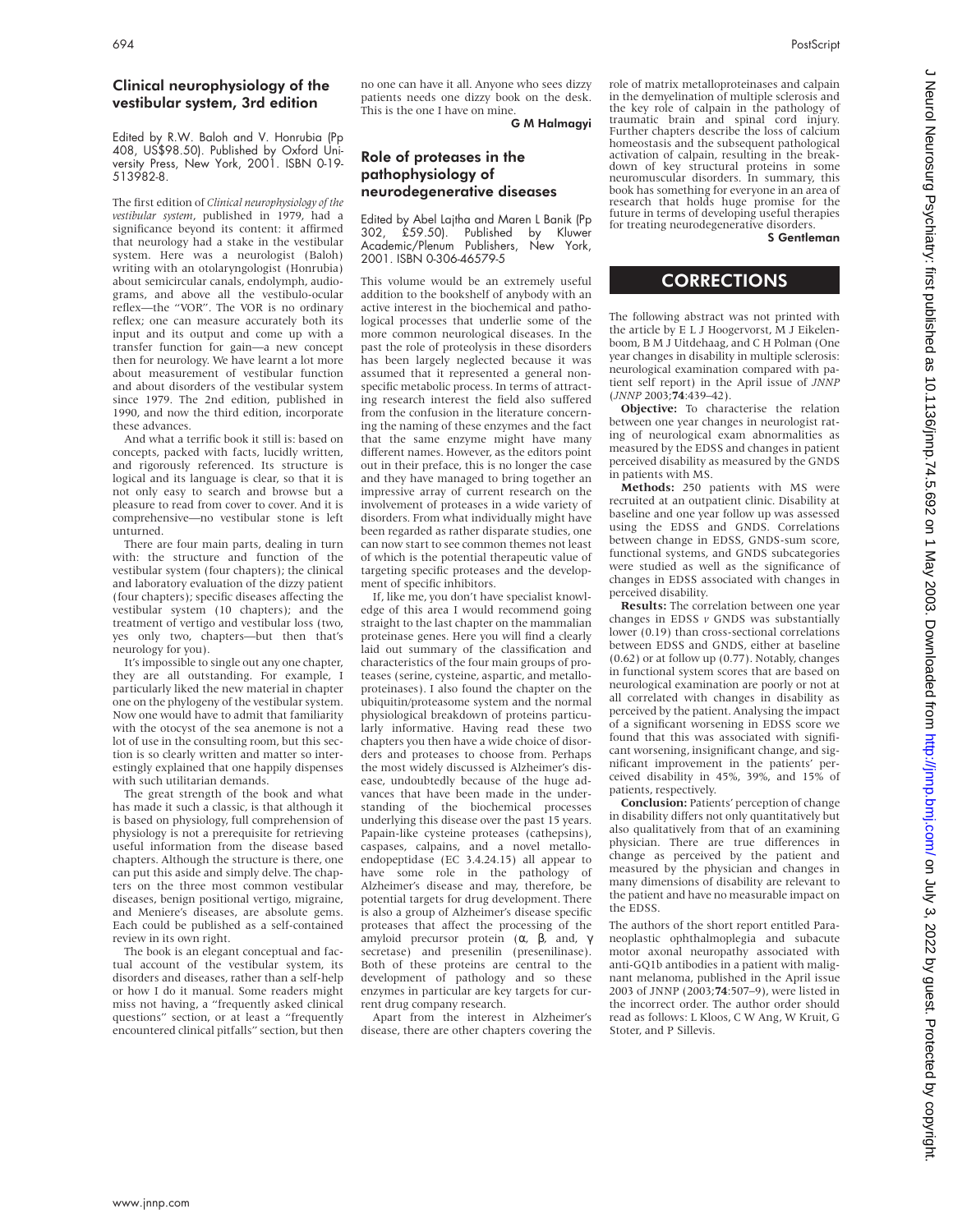## Clinical neurophysiology of the vestibular system, 3rd edition

Edited by R.W. Baloh and V. Honrubia (Pp 408, US$98.50). Published by Oxford University Press, New York, 2001. ISBN 0-19-513982-8.

The first edition of *Clinical neurophysiology of the vestibular system*, published in 1979, had a significance beyond its content: it affirmed that neurology had a stake in the vestibular system. Here was a neurologist (Baloh) writing with an otolaryngologist (Honrubia) about semicircular canals, endolymph, audiograms, and above all the vestibulo-ocular reflex—the "VOR". The VOR is no ordinary reflex; one can measure accurately both its input and its output and come up with a transfer function for gain—a new concept then for neurology. We have learnt a lot more about measurement of vestibular function and about disorders of the vestibular system since 1979. The 2nd edition, published in 1990, and now the third edition, incorporate these advances.

And what a terrific book it still is: based on concepts, packed with facts, lucidly written, and rigorously referenced. Its structure is logical and its language is clear, so that it is not only easy to search and browse but a pleasure to read from cover to cover. And it is comprehensive—no vestibular stone is left unturned.

There are four main parts, dealing in turn with: the structure and function of the vestibular system (four chapters); the clinical and laboratory evaluation of the dizzy patient (four chapters); specific diseases affecting the vestibular system (10 chapters); and the treatment of vertigo and vestibular loss (two, yes only two, chapters—but then that's neurology for you).

It's impossible to single out any one chapter, they are all outstanding. For example, I particularly liked the new material in chapter one on the phylogeny of the vestibular system. Now one would have to admit that familiarity with the otocyst of the sea anemone is not a lot of use in the consulting room, but this section is so clearly written and matter so interestingly explained that one happily dispenses with such utilitarian demands.

The great strength of the book and what has made it such a classic, is that although it is based on physiology, full comprehension of physiology is not a prerequisite for retrieving useful information from the disease based chapters. Although the structure is there, one can put this aside and simply delve. The chapters on the three most common vestibular diseases, benign positional vertigo, migraine, and Meniere's diseases, are absolute gems. Each could be published as a self-contained review in its own right.

The book is an elegant conceptual and factual account of the vestibular system, its disorders and diseases, rather than a self-help or how I do it manual. Some readers might miss not having, a "frequently asked clinical questions" section, or at least a "frequently encountered clinical pitfalls" section, but then no one can have it all. Anyone who sees dizzy patients needs one dizzy book on the desk. This is the one I have on mine.

**G M Halmagyi**

## Role of proteases in the pathophysiology of neurodegenerative diseases

Edited by Abel Lajtha and Maren L Banik (Pp 302, £59.50). Published by Kluwer Academic/Plenum Publishers, New York, 2001. ISBN 0-306-46579-5

This volume would be an extremely useful addition to the bookshelf of anybody with an active interest in the biochemical and pathological processes that underlie some of the more common neurological diseases. In the past the role of proteolysis in these disorders has been largely neglected because it was assumed that it represented a general non-specific metabolic process. In terms of attracting research interest the field also suffered from the confusion in the literature concerning the naming of these enzymes and the fact that the same enzyme might have many different names. However, as the editors point out in their preface, this is no longer the case and they have managed to bring together an impressive array of current research on the involvement of proteases in a wide variety of disorders. From what individually might have been regarded as rather disparate studies, one can now start to see common themes not least of which is the potential therapeutic value of targeting specific proteases and the development of specific inhibitors.

If, like me, you don't have specialist knowledge of this area I would recommend going straight to the last chapter on the mammalian proteinase genes. Here you will find a clearly laid out summary of the classification and characteristics of the four main groups of proteases (serine, cysteine, aspartic, and metalloproteinases). I also found the chapter on the ubiquitin/proteasome system and the normal physiological breakdown of proteins particularly informative. Having read these two chapters you then have a wide choice of disorders and proteases to choose from. Perhaps the most widely discussed is Alzheimer's disease, undoubtedly because of the huge advances that have been made in the understanding of the biochemical processes underlying this disease over the past 15 years. Papain-like cysteine proteases (cathepsins), caspases, calpains, and a novel metalloendopeptidase (EC 3.4.24.15) all appear to have some role in the pathology of Alzheimer's disease and may, therefore, be potential targets for drug development. There is also a group of Alzheimer's disease specific proteases that affect the processing of the amyloid precursor protein (α, β, and, γ secretase) and presenilin (presenilinase). Both of these proteins are central to the development of pathology and so these enzymes in particular are key targets for current drug company research.

Apart from the interest in Alzheimer's disease, there are other chapters covering the role of matrix metalloproteinases and calpain in the demyelination of multiple sclerosis and the key role of calpain in the pathology of traumatic brain and spinal cord injury. Further chapters describe the loss of calcium homeostasis and the subsequent pathological activation of calpain, resulting in the breakdown of key structural proteins in some neuromuscular disorders. In summary, this book has something for everyone in an area of research that holds huge promise for the future in terms of developing useful therapies for treating neurodegenerative disorders.

**S Gentleman**

# CORRECTIONS

The following abstract was not printed with the article by E L J Hoogervorst, M J Eikelenboom, B M J Uitdehaag, and C H Polman (One year changes in disability in multiple sclerosis: neurological examination compared with patient self report) in the April issue of *JNNP* (*JNNP* 2003;**74**:439–42).

**Objective:** To characterise the relation between one year changes in neurologist rating of neurological exam abnormalities as measured by the EDSS and changes in patient perceived disability as measured by the GNDS in patients with MS.

**Methods:** 250 patients with MS were recruited at an outpatient clinic. Disability at baseline and one year follow up was assessed using the EDSS and GNDS. Correlations between change in EDSS, GNDS-sum score, functional systems, and GNDS subcategories were studied as well as the significance of changes in EDSS associated with changes in perceived disability.

**Results:** The correlation between one year changes in EDSS *v* GNDS was substantially lower (0.19) than cross-sectional correlations between EDSS and GNDS, either at baseline (0.62) or at follow up (0.77). Notably, changes in functional system scores that are based on neurological examination are poorly or not at all correlated with changes in disability as perceived by the patient. Analysing the impact of a significant worsening in EDSS score we found that this was associated with significant worsening, insignificant change, and significant improvement in the patients' perceived disability in 45%, 39%, and 15% of patients, respectively.

**Conclusion:** Patients' perception of change in disability differs not only quantitatively but also qualitatively from that of an examining physician. There are true differences in change as perceived by the patient and measured by the physician and changes in many dimensions of disability are relevant to the patient and have no measurable impact on the EDSS.

The authors of the short report entitled Paraneoplastic ophthalmoplegia and subacute motor axonal neuropathy associated with anti-GQ1b antibodies in a patient with malignant melanoma, published in the April issue 2003 of JNNP (2003;**74**:507–9), were listed in the incorrect order. The author order should read as follows: L Kloos, C W Ang, W Kruit, G Stoter, and P Sillevis.